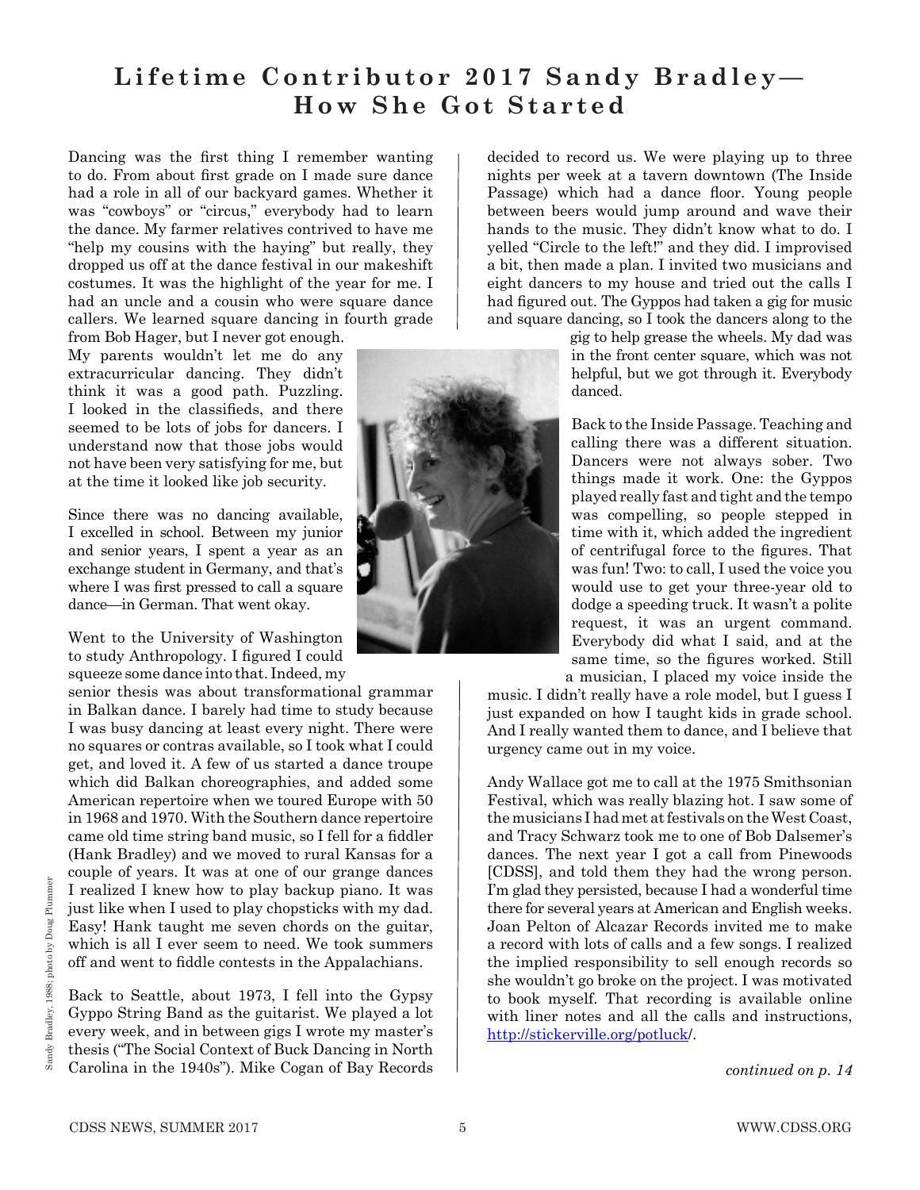# Lifetime Contributor 2017 Sandy Bradley—How She Got Started

Dancing was the first thing I remember wanting to do. From about first grade on I made sure dance had a role in all of our backyard games. Whether it was "cowboys" or "circus," everybody had to learn the dance. My farmer relatives contrived to have me "help my cousins with the haying" but really, they dropped us off at the dance festival in our makeshift costumes. It was the highlight of the year for me. I had an uncle and a cousin who were square dance callers. We learned square dancing in fourth grade from Bob Hager, but I never got enough. My parents wouldn't let me do any extracurricular dancing. They didn't think it was a good path. Puzzling. I looked in the classifieds, and there seemed to be lots of jobs for dancers. I understand now that those jobs would not have been very satisfying for me, but at the time it looked like job security.

Since there was no dancing available, I excelled in school. Between my junior and senior years, I spent a year as an exchange student in Germany, and that's where I was first pressed to call a square dance—in German. That went okay.

Went to the University of Washington to study Anthropology. I figured I could squeeze some dance into that. Indeed, my senior thesis was about transformational grammar in Balkan dance. I barely had time to study because I was busy dancing at least every night. There were no squares or contras available, so I took what I could get, and loved it. A few of us started a dance troupe which did Balkan choreographies, and added some American repertoire when we toured Europe with 50 in 1968 and 1970. With the Southern dance repertoire came old time string band music, so I fell for a fiddler (Hank Bradley) and we moved to rural Kansas for a couple of years. It was at one of our grange dances I realized I knew how to play backup piano. It was just like when I used to play chopsticks with my dad. Easy! Hank taught me seven chords on the guitar, which is all I ever seem to need. We took summers off and went to fiddle contests in the Appalachians.

Back to Seattle, about 1973, I fell into the Gypsy Gyppo String Band as the guitarist. We played a lot every week, and in between gigs I wrote my master's thesis ("The Social Context of Buck Dancing in North Carolina in the 1940s"). Mike Cogan of Bay Records decided to record us. We were playing up to three nights per week at a tavern downtown (The Inside Passage) which had a dance floor. Young people between beers would jump around and wave their hands to the music. They didn't know what to do. I yelled "Circle to the left!" and they did. I improvised a bit, then made a plan. I invited two musicians and eight dancers to my house and tried out the calls I had figured out. The Gyppos had taken a gig for music and square dancing, so I took the dancers along to the gig to help grease the wheels. My dad was in the front center square, which was not helpful, but we got through it. Everybody danced.

Sandy Bradley, 1988; photo by Doug Plummer

Back to the Inside Passage. Teaching and calling there was a different situation. Dancers were not always sober. Two things made it work. One: the Gyppos played really fast and tight and the tempo was compelling, so people stepped in time with it, which added the ingredient of centrifugal force to the figures. That was fun! Two: to call, I used the voice you would use to get your three-year old to dodge a speeding truck. It wasn't a polite request, it was an urgent command. Everybody did what I said, and at the same time, so the figures worked. Still a musician, I placed my voice inside the music. I didn't really have a role model, but I guess I just expanded on how I taught kids in grade school. And I really wanted them to dance, and I believe that urgency came out in my voice.

Andy Wallace got me to call at the 1975 Smithsonian Festival, which was really blazing hot. I saw some of the musicians I had met at festivals on the West Coast, and Tracy Schwarz took me to one of Bob Dalsemer's dances. The next year I got a call from Pinewoods [CDSS], and told them they had the wrong person. I'm glad they persisted, because I had a wonderful time there for several years at American and English weeks. Joan Pelton of Alcazar Records invited me to make a record with lots of calls and a few songs. I realized the implied responsibility to sell enough records so she wouldn't go broke on the project. I was motivated to book myself. That recording is available online with liner notes and all the calls and instructions, http://stickerville.org/potluck/.

*continued on p. 14*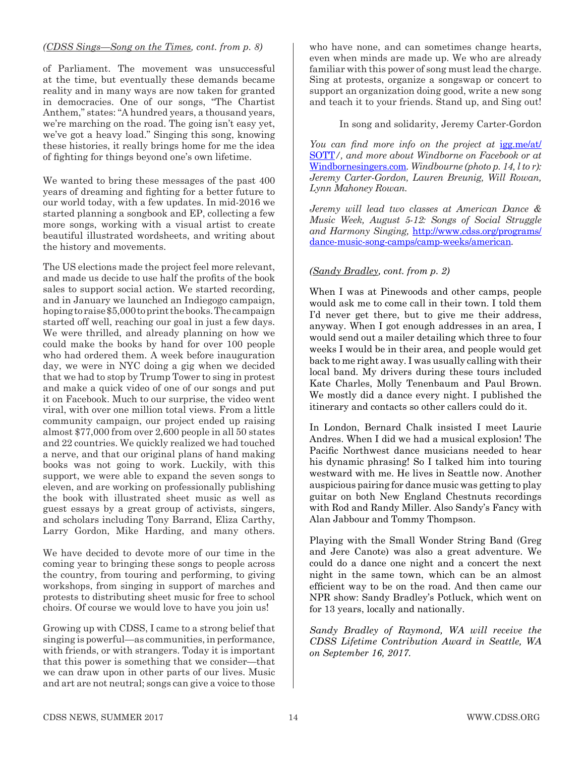*(CDSS Sings—Song on the Times, cont. from p. 8)*

of Parliament. The movement was unsuccessful at the time, but eventually these demands became reality and in many ways are now taken for granted in democracies. One of our songs, "The Chartist Anthem," states: "A hundred years, a thousand years, we're marching on the road. The going isn't easy yet, we've got a heavy load." Singing this song, knowing these histories, it really brings home for me the idea of fighting for things beyond one's own lifetime.

We wanted to bring these messages of the past 400 years of dreaming and fighting for a better future to our world today, with a few updates. In mid-2016 we started planning a songbook and EP, collecting a few more songs, working with a visual artist to create beautiful illustrated wordsheets, and writing about the history and movements.

The US elections made the project feel more relevant, and made us decide to use half the profits of the book sales to support social action. We started recording, and in January we launched an Indiegogo campaign, hoping to raise $5,000 to print the books. The campaign started off well, reaching our goal in just a few days. We were thrilled, and already planning on how we could make the books by hand for over 100 people who had ordered them. A week before inauguration day, we were in NYC doing a gig when we decided that we had to stop by Trump Tower to sing in protest and make a quick video of one of our songs and put it on Facebook. Much to our surprise, the video went viral, with over one million total views. From a little community campaign, our project ended up raising almost $77,000 from over 2,600 people in all 50 states and 22 countries. We quickly realized we had touched a nerve, and that our original plans of hand making books was not going to work. Luckily, with this support, we were able to expand the seven songs to eleven, and are working on professionally publishing the book with illustrated sheet music as well as guest essays by a great group of activists, singers, and scholars including Tony Barrand, Eliza Carthy, Larry Gordon, Mike Harding, and many others.

We have decided to devote more of our time in the coming year to bringing these songs to people across the country, from touring and performing, to giving workshops, from singing in support of marches and protests to distributing sheet music for free to school choirs. Of course we would love to have you join us!

Growing up with CDSS, I came to a strong belief that singing is powerful—as communities, in performance, with friends, or with strangers. Today it is important that this power is something that we consider—that we can draw upon in other parts of our lives. Music and art are not neutral; songs can give a voice to those who have none, and can sometimes change hearts, even when minds are made up. We who are already familiar with this power of song must lead the charge. Sing at protests, organize a songswap or concert to support an organization doing good, write a new song and teach it to your friends. Stand up, and Sing out!

In song and solidarity, Jeremy Carter-Gordon

*You can find more info on the project at* igg.me/at/SOTT/*, and more about Windborne on Facebook or at* Windbornesingers.com*. Windbourne (photo p. 14, l to r): Jeremy Carter-Gordon, Lauren Breunig, Will Rowan, Lynn Mahoney Rowan.*

*Jeremy will lead two classes at American Dance & Music Week, August 5-12: Songs of Social Struggle and Harmony Singing,* http://www.cdss.org/programs/dance-music-song-camps/camp-weeks/american*.*

*(Sandy Bradley, cont. from p. 2)*

When I was at Pinewoods and other camps, people would ask me to come call in their town. I told them I'd never get there, but to give me their address, anyway. When I got enough addresses in an area, I would send out a mailer detailing which three to four weeks I would be in their area, and people would get back to me right away. I was usually calling with their local band. My drivers during these tours included Kate Charles, Molly Tenenbaum and Paul Brown. We mostly did a dance every night. I published the itinerary and contacts so other callers could do it.

In London, Bernard Chalk insisted I meet Laurie Andres. When I did we had a musical explosion! The Pacific Northwest dance musicians needed to hear his dynamic phrasing! So I talked him into touring westward with me. He lives in Seattle now. Another auspicious pairing for dance music was getting to play guitar on both New England Chestnuts recordings with Rod and Randy Miller. Also Sandy's Fancy with Alan Jabbour and Tommy Thompson.

Playing with the Small Wonder String Band (Greg and Jere Canote) was also a great adventure. We could do a dance one night and a concert the next night in the same town, which can be an almost efficient way to be on the road. And then came our NPR show: Sandy Bradley's Potluck, which went on for 13 years, locally and nationally.

*Sandy Bradley of Raymond, WA will receive the CDSS Lifetime Contribution Award in Seattle, WA on September 16, 2017.*